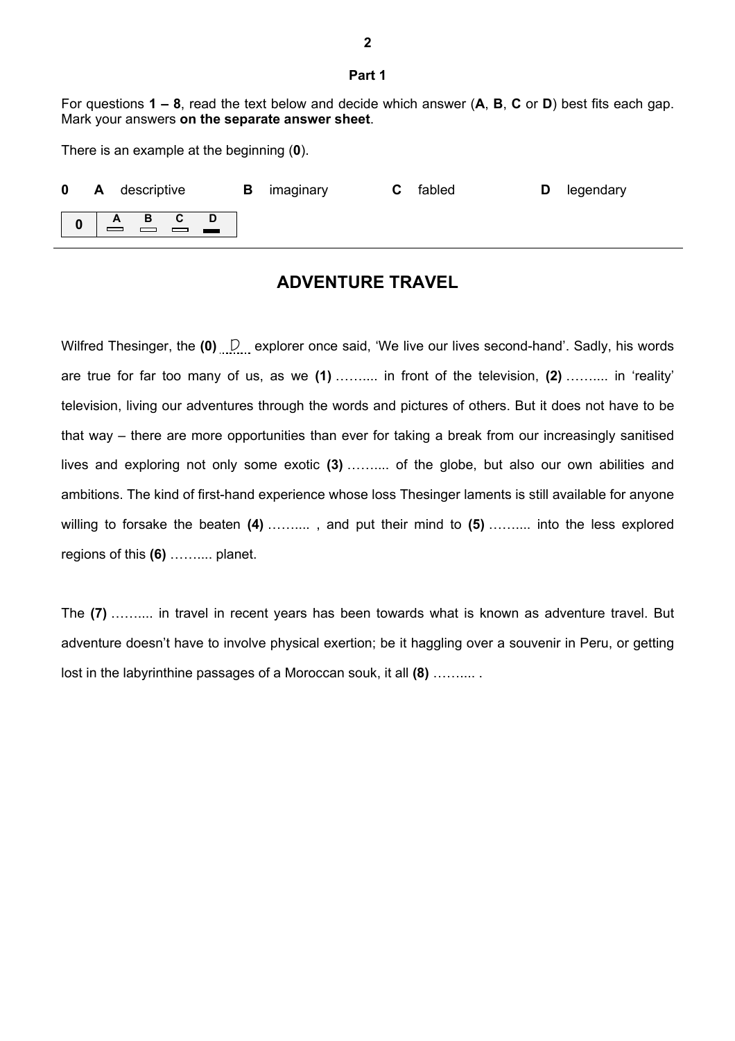## Part 1

For questions **1 – 8**, read the text below and decide which answer (**A**, **B**, **C** or **D**) best fits each gap. Mark your answers **on the separate answer sheet**.

There is an example at the beginning (**0**).

**0** **A** descriptive **B** imaginary **C** fabled **D** legendary

| 0 | A | B | C | D |
|---|---|---|---|---|
| | ▭ | ▭ | ▭ | ▬ |

## ADVENTURE TRAVEL

Wilfred Thesinger, the **(0)** D explorer once said, 'We live our lives second-hand'. Sadly, his words are true for far too many of us, as we **(1)** ……... in front of the television, **(2)** ……... in 'reality' television, living our adventures through the words and pictures of others. But it does not have to be that way – there are more opportunities than ever for taking a break from our increasingly sanitised lives and exploring not only some exotic **(3)** ……... of the globe, but also our own abilities and ambitions. The kind of first-hand experience whose loss Thesinger laments is still available for anyone willing to forsake the beaten **(4)** ……... , and put their mind to **(5)** ……... into the less explored regions of this **(6)** ……... planet.

The **(7)** ……... in travel in recent years has been towards what is known as adventure travel. But adventure doesn't have to involve physical exertion; be it haggling over a souvenir in Peru, or getting lost in the labyrinthine passages of a Moroccan souk, it all **(8)** ……... .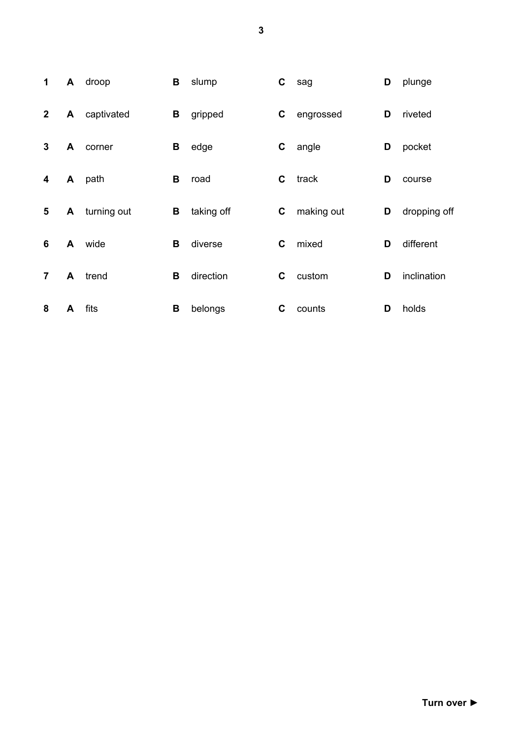| | A | | B | | C | | D | |
|---|---|---|---|---|---|---|---|---|
| **1** | **A** | droop | **B** | slump | **C** | sag | **D** | plunge |
| **2** | **A** | captivated | **B** | gripped | **C** | engrossed | **D** | riveted |
| **3** | **A** | corner | **B** | edge | **C** | angle | **D** | pocket |
| **4** | **A** | path | **B** | road | **C** | track | **D** | course |
| **5** | **A** | turning out | **B** | taking off | **C** | making out | **D** | dropping off |
| **6** | **A** | wide | **B** | diverse | **C** | mixed | **D** | different |
| **7** | **A** | trend | **B** | direction | **C** | custom | **D** | inclination |
| **8** | **A** | fits | **B** | belongs | **C** | counts | **D** | holds |

**Turn over ►**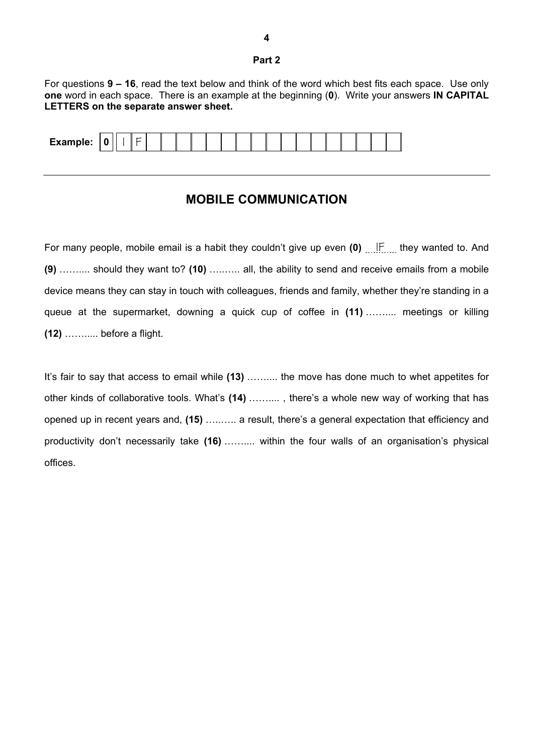## Part 2

For questions **9 – 16**, read the text below and think of the word which best fits each space. Use only **one** word in each space. There is an example at the beginning (**0**). Write your answers **IN CAPITAL LETTERS on the separate answer sheet.**

**Example:** | **0** | I | F |

---

# MOBILE COMMUNICATION

For many people, mobile email is a habit they couldn't give up even **(0)** IF they wanted to. And **(9)** ……..... should they want to? **(10)** ….…... all, the ability to send and receive emails from a mobile device means they can stay in touch with colleagues, friends and family, whether they're standing in a queue at the supermarket, downing a quick cup of coffee in **(11)** ……..... meetings or killing **(12)** ……..... before a flight.

It's fair to say that access to email while **(13)** ……..... the move has done much to whet appetites for other kinds of collaborative tools. What's **(14)** ……..... , there's a whole new way of working that has opened up in recent years and, **(15)** …..….. a result, there's a general expectation that efficiency and productivity don't necessarily take **(16)** ……..... within the four walls of an organisation's physical offices.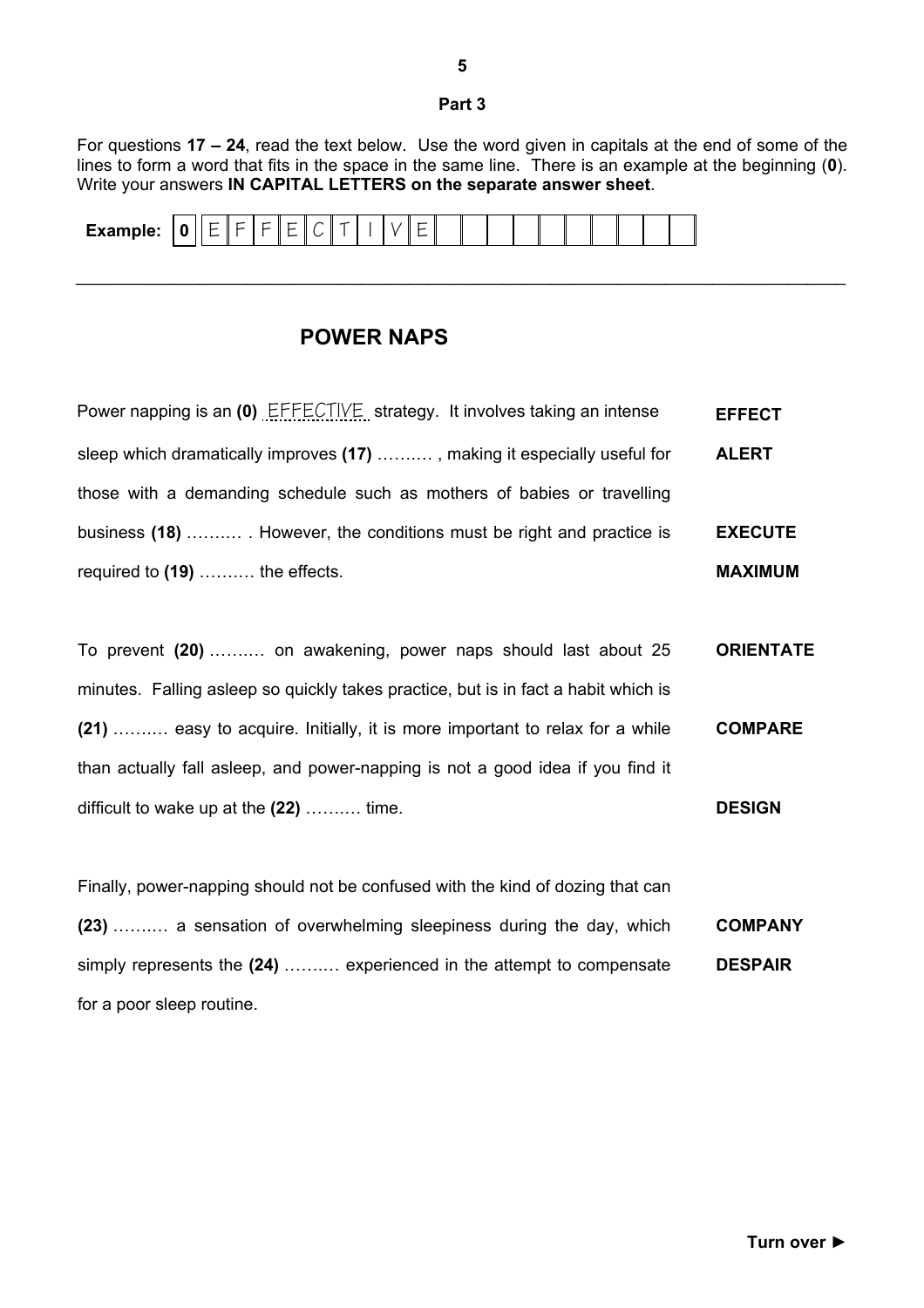## Part 3

For questions **17 – 24**, read the text below. Use the word given in capitals at the end of some of the lines to form a word that fits in the space in the same line. There is an example at the beginning (**0**). Write your answers **IN CAPITAL LETTERS on the separate answer sheet**.

**Example:** | **0** | E | F | F | E | C | T | I | V | E |

---

### POWER NAPS

| | |
|---|---|
| Power napping is an **(0)** EFFECTIVE strategy. It involves taking an intense | **EFFECT** |
| sleep which dramatically improves **(17)** ………. , making it especially useful for | **ALERT** |
| those with a demanding schedule such as mothers of babies or travelling | |
| business **(18)** ………. . However, the conditions must be right and practice is | **EXECUTE** |
| required to **(19)** ………. the effects. | **MAXIMUM** |
| | |
| To prevent **(20)** ………. on awakening, power naps should last about 25 | **ORIENTATE** |
| minutes. Falling asleep so quickly takes practice, but is in fact a habit which is | |
| **(21)** ………. easy to acquire. Initially, it is more important to relax for a while | **COMPARE** |
| than actually fall asleep, and power-napping is not a good idea if you find it | |
| difficult to wake up at the **(22)** ………. time. | **DESIGN** |
| | |
| Finally, power-napping should not be confused with the kind of dozing that can | |
| **(23)** ………. a sensation of overwhelming sleepiness during the day, which | **COMPANY** |
| simply represents the **(24)** ………. experienced in the attempt to compensate | **DESPAIR** |
| for a poor sleep routine. | |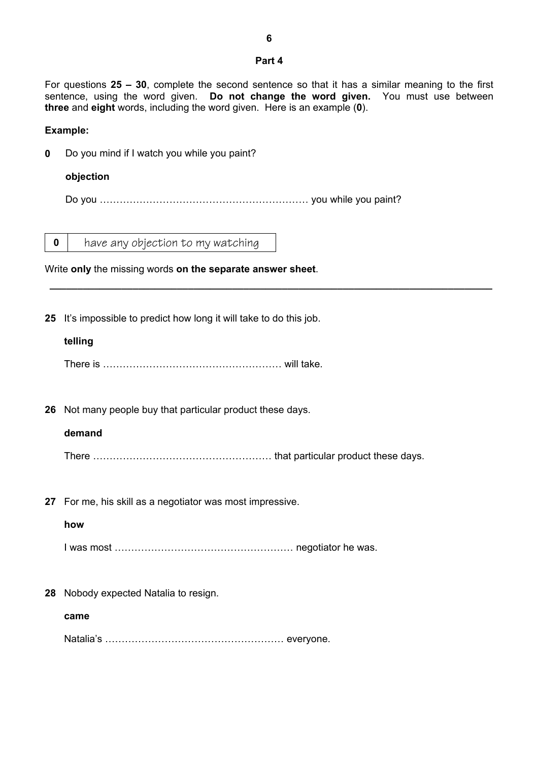## Part 4

For questions **25 – 30**, complete the second sentence so that it has a similar meaning to the first sentence, using the word given. **Do not change the word given.** You must use between **three** and **eight** words, including the word given. Here is an example (**0**).

**Example:**

**0** Do you mind if I watch you while you paint?

**objection**

Do you ……………………………………………………… you while you paint?

| **0** | have any objection to my watching |
|---|---|

Write **only** the missing words **on the separate answer sheet**.

---

**25** It's impossible to predict how long it will take to do this job.

**telling**

There is ……………………………………………… will take.

**26** Not many people buy that particular product these days.

**demand**

There ……………………………………………… that particular product these days.

**27** For me, his skill as a negotiator was most impressive.

**how**

I was most ……………………………………………… negotiator he was.

**28** Nobody expected Natalia to resign.

**came**

Natalia's ……………………………………………… everyone.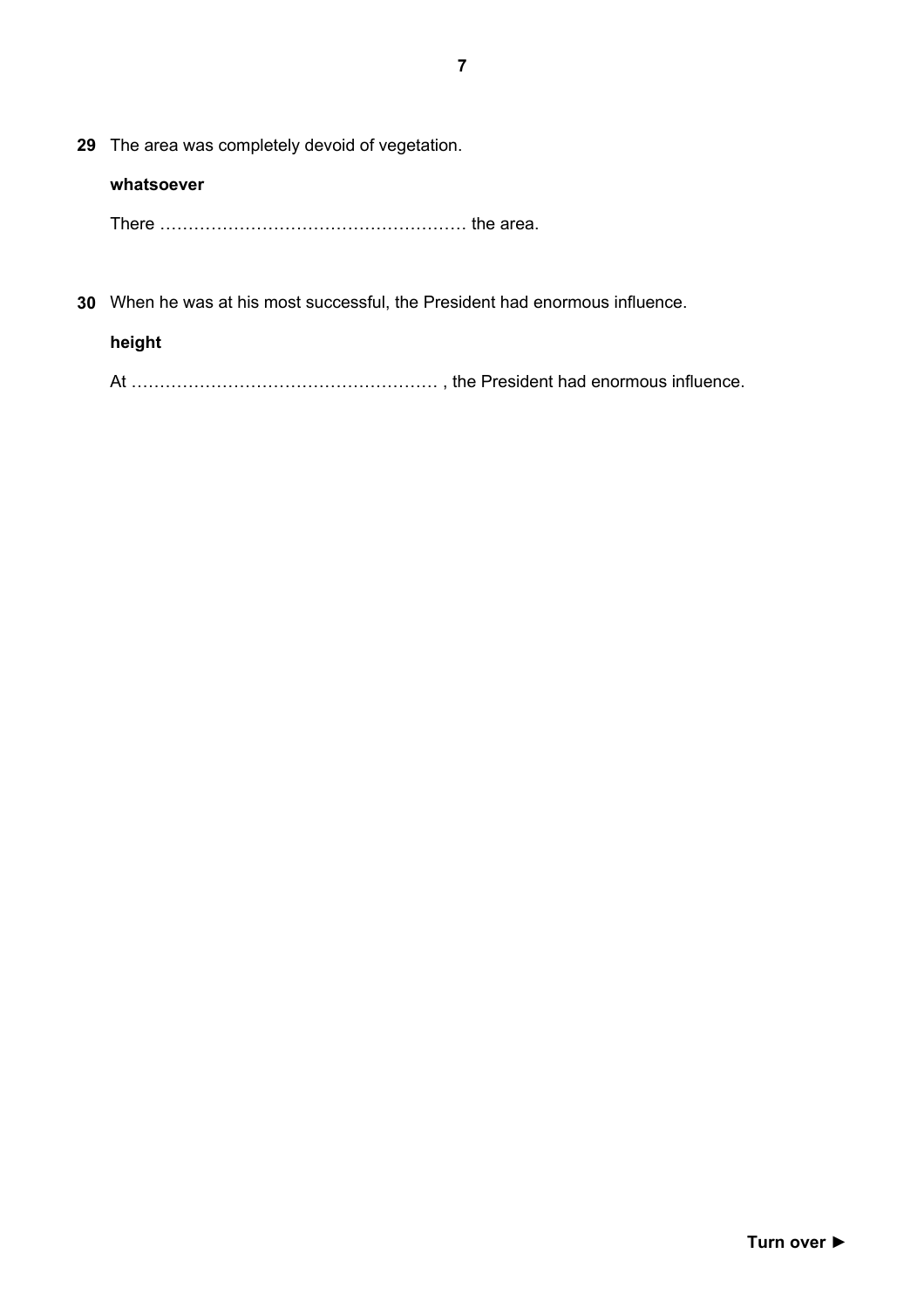**29** The area was completely devoid of vegetation.

**whatsoever**

There ……………………………………………… the area.

**30** When he was at his most successful, the President had enormous influence.

**height**

At ……………………………………………… , the President had enormous influence.

**Turn over ►**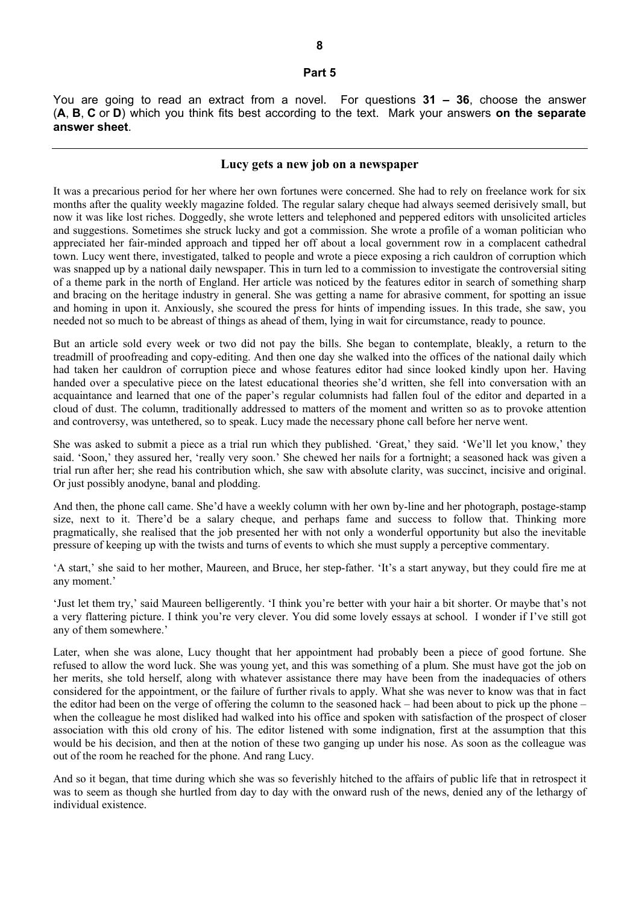## Part 5

You are going to read an extract from a novel. For questions **31 – 36**, choose the answer (**A**, **B**, **C** or **D**) which you think fits best according to the text. Mark your answers **on the separate answer sheet**.

---

### Lucy gets a new job on a newspaper

It was a precarious period for her where her own fortunes were concerned. She had to rely on freelance work for six months after the quality weekly magazine folded. The regular salary cheque had always seemed derisively small, but now it was like lost riches. Doggedly, she wrote letters and telephoned and peppered editors with unsolicited articles and suggestions. Sometimes she struck lucky and got a commission. She wrote a profile of a woman politician who appreciated her fair-minded approach and tipped her off about a local government row in a complacent cathedral town. Lucy went there, investigated, talked to people and wrote a piece exposing a rich cauldron of corruption which was snapped up by a national daily newspaper. This in turn led to a commission to investigate the controversial siting of a theme park in the north of England. Her article was noticed by the features editor in search of something sharp and bracing on the heritage industry in general. She was getting a name for abrasive comment, for spotting an issue and homing in upon it. Anxiously, she scoured the press for hints of impending issues. In this trade, she saw, you needed not so much to be abreast of things as ahead of them, lying in wait for circumstance, ready to pounce.

But an article sold every week or two did not pay the bills. She began to contemplate, bleakly, a return to the treadmill of proofreading and copy-editing. And then one day she walked into the offices of the national daily which had taken her cauldron of corruption piece and whose features editor had since looked kindly upon her. Having handed over a speculative piece on the latest educational theories she'd written, she fell into conversation with an acquaintance and learned that one of the paper's regular columnists had fallen foul of the editor and departed in a cloud of dust. The column, traditionally addressed to matters of the moment and written so as to provoke attention and controversy, was untethered, so to speak. Lucy made the necessary phone call before her nerve went.

She was asked to submit a piece as a trial run which they published. 'Great,' they said. 'We'll let you know,' they said. 'Soon,' they assured her, 'really very soon.' She chewed her nails for a fortnight; a seasoned hack was given a trial run after her; she read his contribution which, she saw with absolute clarity, was succinct, incisive and original. Or just possibly anodyne, banal and plodding.

And then, the phone call came. She'd have a weekly column with her own by-line and her photograph, postage-stamp size, next to it. There'd be a salary cheque, and perhaps fame and success to follow that. Thinking more pragmatically, she realised that the job presented her with not only a wonderful opportunity but also the inevitable pressure of keeping up with the twists and turns of events to which she must supply a perceptive commentary.

'A start,' she said to her mother, Maureen, and Bruce, her step-father. 'It's a start anyway, but they could fire me at any moment.'

'Just let them try,' said Maureen belligerently. 'I think you're better with your hair a bit shorter. Or maybe that's not a very flattering picture. I think you're very clever. You did some lovely essays at school. I wonder if I've still got any of them somewhere.'

Later, when she was alone, Lucy thought that her appointment had probably been a piece of good fortune. She refused to allow the word luck. She was young yet, and this was something of a plum. She must have got the job on her merits, she told herself, along with whatever assistance there may have been from the inadequacies of others considered for the appointment, or the failure of further rivals to apply. What she was never to know was that in fact the editor had been on the verge of offering the column to the seasoned hack – had been about to pick up the phone – when the colleague he most disliked had walked into his office and spoken with satisfaction of the prospect of closer association with this old crony of his. The editor listened with some indignation, first at the assumption that this would be his decision, and then at the notion of these two ganging up under his nose. As soon as the colleague was out of the room he reached for the phone. And rang Lucy.

And so it began, that time during which she was so feverishly hitched to the affairs of public life that in retrospect it was to seem as though she hurtled from day to day with the onward rush of the news, denied any of the lethargy of individual existence.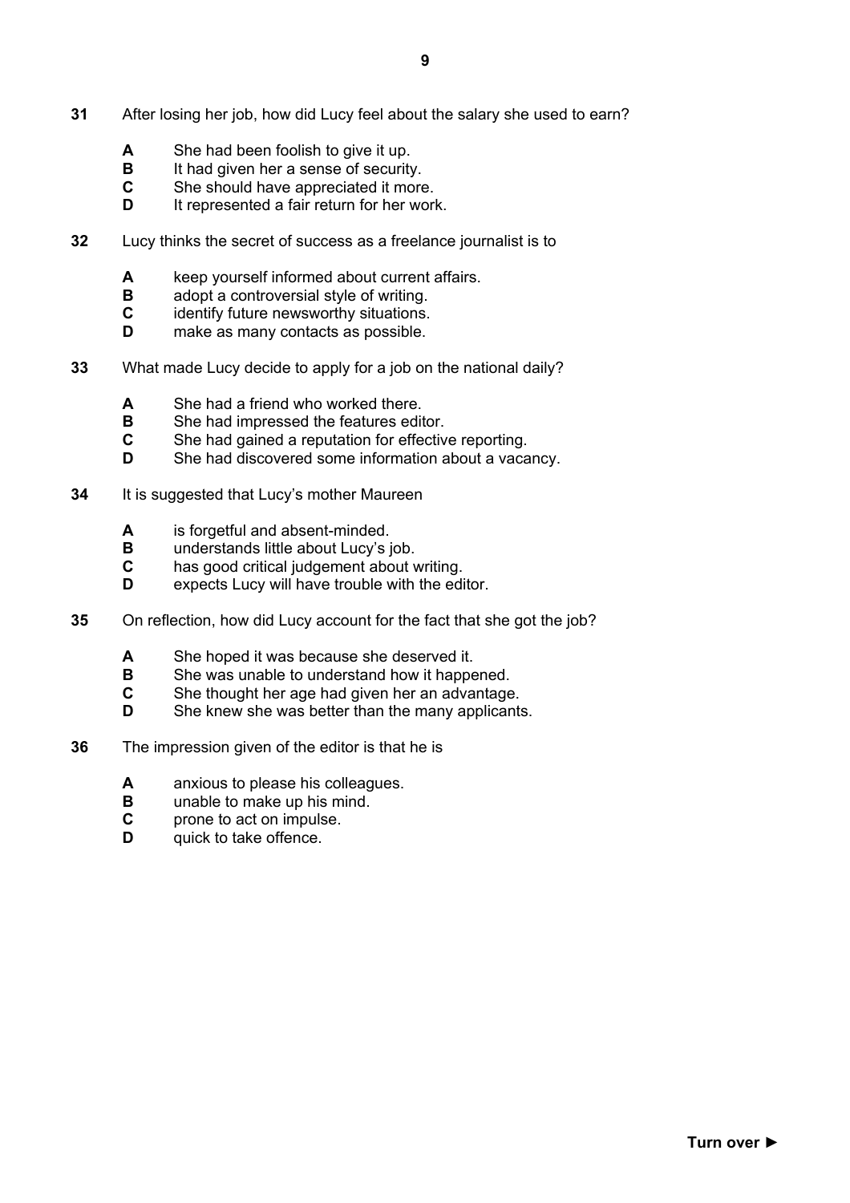**31** After losing her job, how did Lucy feel about the salary she used to earn?

- **A** She had been foolish to give it up.
- **B** It had given her a sense of security.
- **C** She should have appreciated it more.
- **D** It represented a fair return for her work.

**32** Lucy thinks the secret of success as a freelance journalist is to

- **A** keep yourself informed about current affairs.
- **B** adopt a controversial style of writing.
- **C** identify future newsworthy situations.
- **D** make as many contacts as possible.

**33** What made Lucy decide to apply for a job on the national daily?

- **A** She had a friend who worked there.
- **B** She had impressed the features editor.
- **C** She had gained a reputation for effective reporting.
- **D** She had discovered some information about a vacancy.

**34** It is suggested that Lucy's mother Maureen

- **A** is forgetful and absent-minded.
- **B** understands little about Lucy's job.
- **C** has good critical judgement about writing.
- **D** expects Lucy will have trouble with the editor.

**35** On reflection, how did Lucy account for the fact that she got the job?

- **A** She hoped it was because she deserved it.
- **B** She was unable to understand how it happened.
- **C** She thought her age had given her an advantage.
- **D** She knew she was better than the many applicants.

**36** The impression given of the editor is that he is

- **A** anxious to please his colleagues.
- **B** unable to make up his mind.
- **C** prone to act on impulse.
- **D** quick to take offence.

**Turn over ►**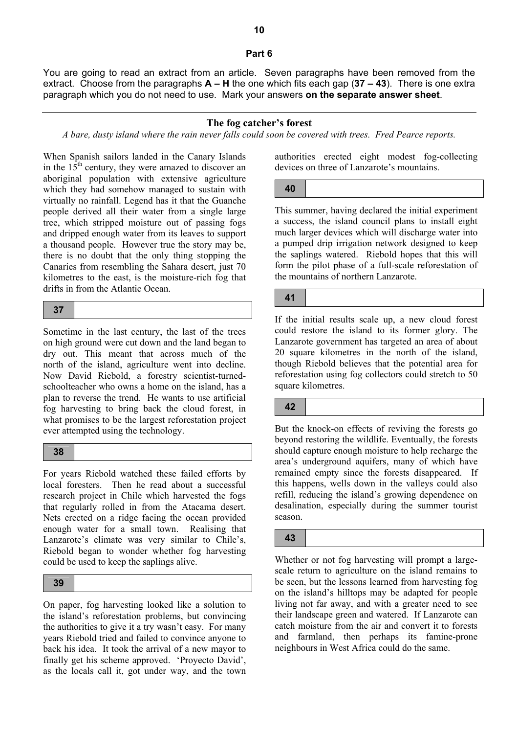## Part 6

You are going to read an extract from an article. Seven paragraphs have been removed from the extract. Choose from the paragraphs **A – H** the one which fits each gap (**37 – 43**). There is one extra paragraph which you do not need to use. Mark your answers **on the separate answer sheet**.

---

### The fog catcher's forest

*A bare, dusty island where the rain never falls could soon be covered with trees. Fred Pearce reports.*

When Spanish sailors landed in the Canary Islands in the 15th century, they were amazed to discover an aboriginal population with extensive agriculture which they had somehow managed to sustain with virtually no rainfall. Legend has it that the Guanche people derived all their water from a single large tree, which stripped moisture out of passing fogs and dripped enough water from its leaves to support a thousand people. However true the story may be, there is no doubt that the only thing stopping the Canaries from resembling the Sahara desert, just 70 kilometres to the east, is the moisture-rich fog that drifts in from the Atlantic Ocean.

**37** ______

Sometime in the last century, the last of the trees on high ground were cut down and the land began to dry out. This meant that across much of the north of the island, agriculture went into decline. Now David Riebold, a forestry scientist-turned-schoolteacher who owns a home on the island, has a plan to reverse the trend. He wants to use artificial fog harvesting to bring back the cloud forest, in what promises to be the largest reforestation project ever attempted using the technology.

**38** ______

For years Riebold watched these failed efforts by local foresters. Then he read about a successful research project in Chile which harvested the fogs that regularly rolled in from the Atacama desert. Nets erected on a ridge facing the ocean provided enough water for a small town. Realising that Lanzarote's climate was very similar to Chile's, Riebold began to wonder whether fog harvesting could be used to keep the saplings alive.

**39** ______

On paper, fog harvesting looked like a solution to the island's reforestation problems, but convincing the authorities to give it a try wasn't easy. For many years Riebold tried and failed to convince anyone to back his idea. It took the arrival of a new mayor to finally get his scheme approved. 'Proyecto David', as the locals call it, got under way, and the town authorities erected eight modest fog-collecting devices on three of Lanzarote's mountains.

**40** ______

This summer, having declared the initial experiment a success, the island council plans to install eight much larger devices which will discharge water into a pumped drip irrigation network designed to keep the saplings watered. Riebold hopes that this will form the pilot phase of a full-scale reforestation of the mountains of northern Lanzarote.

**41** ______

If the initial results scale up, a new cloud forest could restore the island to its former glory. The Lanzarote government has targeted an area of about 20 square kilometres in the north of the island, though Riebold believes that the potential area for reforestation using fog collectors could stretch to 50 square kilometres.

**42** ______

But the knock-on effects of reviving the forests go beyond restoring the wildlife. Eventually, the forests should capture enough moisture to help recharge the area's underground aquifers, many of which have remained empty since the forests disappeared. If this happens, wells down in the valleys could also refill, reducing the island's growing dependence on desalination, especially during the summer tourist season.

**43** ______

Whether or not fog harvesting will prompt a large-scale return to agriculture on the island remains to be seen, but the lessons learned from harvesting fog on the island's hilltops may be adapted for people living not far away, and with a greater need to see their landscape green and watered. If Lanzarote can catch moisture from the air and convert it to forests and farmland, then perhaps its famine-prone neighbours in West Africa could do the same.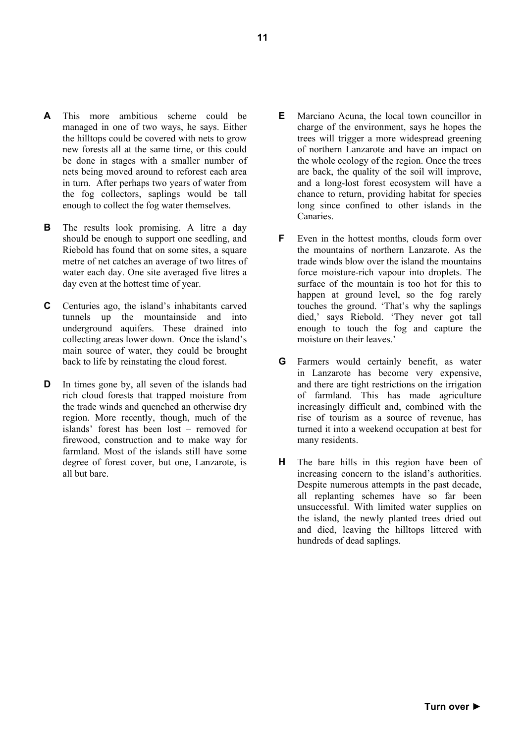**A** This more ambitious scheme could be managed in one of two ways, he says. Either the hilltops could be covered with nets to grow new forests all at the same time, or this could be done in stages with a smaller number of nets being moved around to reforest each area in turn. After perhaps two years of water from the fog collectors, saplings would be tall enough to collect the fog water themselves.

**B** The results look promising. A litre a day should be enough to support one seedling, and Riebold has found that on some sites, a square metre of net catches an average of two litres of water each day. One site averaged five litres a day even at the hottest time of year.

**C** Centuries ago, the island's inhabitants carved tunnels up the mountainside and into underground aquifers. These drained into collecting areas lower down. Once the island's main source of water, they could be brought back to life by reinstating the cloud forest.

**D** In times gone by, all seven of the islands had rich cloud forests that trapped moisture from the trade winds and quenched an otherwise dry region. More recently, though, much of the islands' forest has been lost – removed for firewood, construction and to make way for farmland. Most of the islands still have some degree of forest cover, but one, Lanzarote, is all but bare.

**E** Marciano Acuna, the local town councillor in charge of the environment, says he hopes the trees will trigger a more widespread greening of northern Lanzarote and have an impact on the whole ecology of the region. Once the trees are back, the quality of the soil will improve, and a long-lost forest ecosystem will have a chance to return, providing habitat for species long since confined to other islands in the Canaries.

**F** Even in the hottest months, clouds form over the mountains of northern Lanzarote. As the trade winds blow over the island the mountains force moisture-rich vapour into droplets. The surface of the mountain is too hot for this to happen at ground level, so the fog rarely touches the ground. 'That's why the saplings died,' says Riebold. 'They never got tall enough to touch the fog and capture the moisture on their leaves.'

**G** Farmers would certainly benefit, as water in Lanzarote has become very expensive, and there are tight restrictions on the irrigation of farmland. This has made agriculture increasingly difficult and, combined with the rise of tourism as a source of revenue, has turned it into a weekend occupation at best for many residents.

**H** The bare hills in this region have been of increasing concern to the island's authorities. Despite numerous attempts in the past decade, all replanting schemes have so far been unsuccessful. With limited water supplies on the island, the newly planted trees dried out and died, leaving the hilltops littered with hundreds of dead saplings.

**Turn over ►**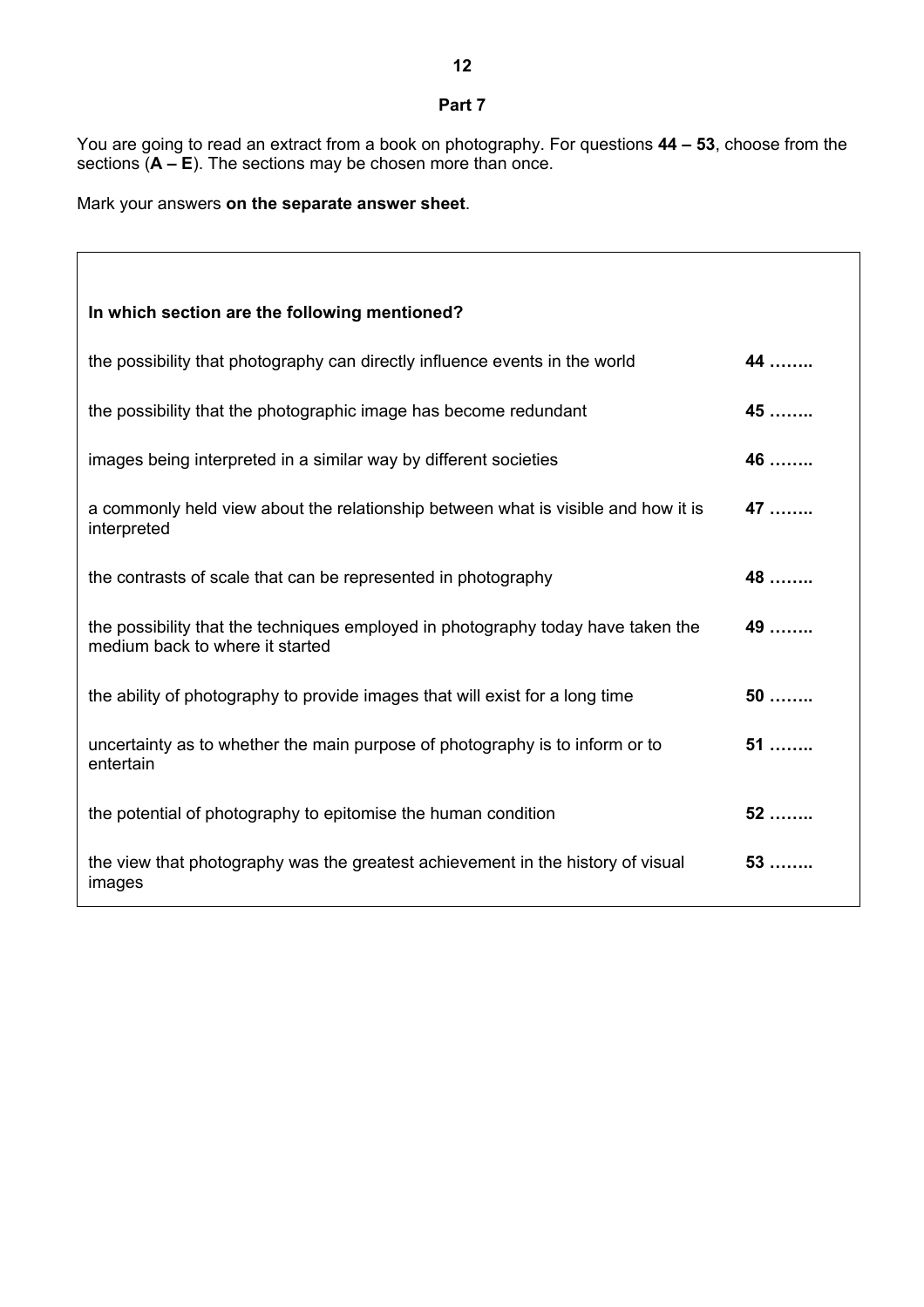## Part 7

You are going to read an extract from a book on photography. For questions **44 – 53**, choose from the sections (**A – E**). The sections may be chosen more than once.

Mark your answers **on the separate answer sheet**.

| **In which section are the following mentioned?** | |
|---|---|
| the possibility that photography can directly influence events in the world | **44** …….. |
| the possibility that the photographic image has become redundant | **45** …….. |
| images being interpreted in a similar way by different societies | **46** …….. |
| a commonly held view about the relationship between what is visible and how it is interpreted | **47** …….. |
| the contrasts of scale that can be represented in photography | **48** …….. |
| the possibility that the techniques employed in photography today have taken the medium back to where it started | **49** …….. |
| the ability of photography to provide images that will exist for a long time | **50** …….. |
| uncertainty as to whether the main purpose of photography is to inform or to entertain | **51** …….. |
| the potential of photography to epitomise the human condition | **52** …….. |
| the view that photography was the greatest achievement in the history of visual images | **53** …….. |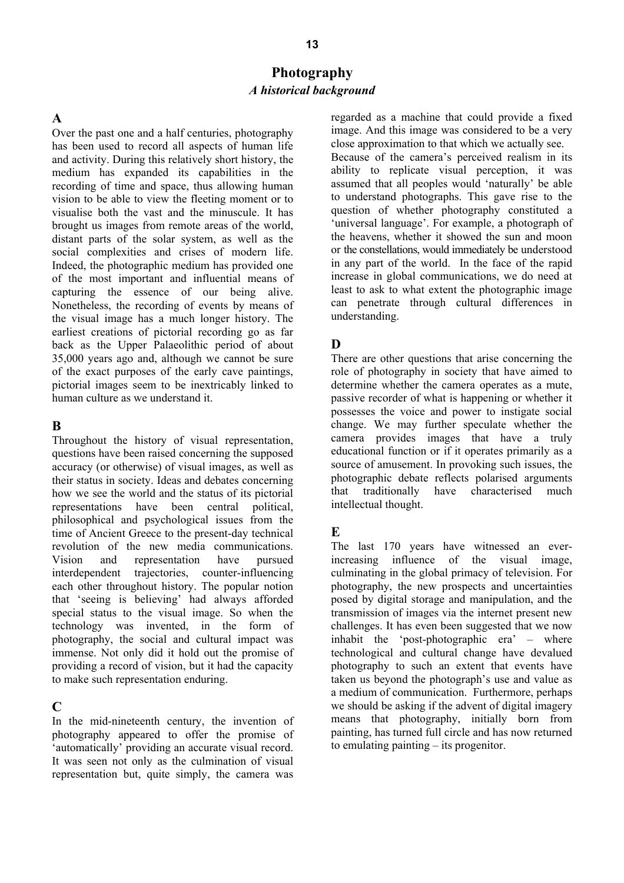# Photography

*A historical background*

## A

Over the past one and a half centuries, photography has been used to record all aspects of human life and activity. During this relatively short history, the medium has expanded its capabilities in the recording of time and space, thus allowing human vision to be able to view the fleeting moment or to visualise both the vast and the minuscule. It has brought us images from remote areas of the world, distant parts of the solar system, as well as the social complexities and crises of modern life. Indeed, the photographic medium has provided one of the most important and influential means of capturing the essence of our being alive. Nonetheless, the recording of events by means of the visual image has a much longer history. The earliest creations of pictorial recording go as far back as the Upper Palaeolithic period of about 35,000 years ago and, although we cannot be sure of the exact purposes of the early cave paintings, pictorial images seem to be inextricably linked to human culture as we understand it.

## B

Throughout the history of visual representation, questions have been raised concerning the supposed accuracy (or otherwise) of visual images, as well as their status in society. Ideas and debates concerning how we see the world and the status of its pictorial representations have been central political, philosophical and psychological issues from the time of Ancient Greece to the present-day technical revolution of the new media communications. Vision and representation have pursued interdependent trajectories, counter-influencing each other throughout history. The popular notion that 'seeing is believing' had always afforded special status to the visual image. So when the technology was invented, in the form of photography, the social and cultural impact was immense. Not only did it hold out the promise of providing a record of vision, but it had the capacity to make such representation enduring.

## C

In the mid-nineteenth century, the invention of photography appeared to offer the promise of 'automatically' providing an accurate visual record. It was seen not only as the culmination of visual representation but, quite simply, the camera was regarded as a machine that could provide a fixed image. And this image was considered to be a very close approximation to that which we actually see.
Because of the camera's perceived realism in its ability to replicate visual perception, it was assumed that all peoples would 'naturally' be able to understand photographs. This gave rise to the question of whether photography constituted a 'universal language'. For example, a photograph of the heavens, whether it showed the sun and moon or the constellations, would immediately be understood in any part of the world. In the face of the rapid increase in global communications, we do need at least to ask to what extent the photographic image can penetrate through cultural differences in understanding.

## D

There are other questions that arise concerning the role of photography in society that have aimed to determine whether the camera operates as a mute, passive recorder of what is happening or whether it possesses the voice and power to instigate social change. We may further speculate whether the camera provides images that have a truly educational function or if it operates primarily as a source of amusement. In provoking such issues, the photographic debate reflects polarised arguments that traditionally have characterised much intellectual thought.

## E

The last 170 years have witnessed an ever-increasing influence of the visual image, culminating in the global primacy of television. For photography, the new prospects and uncertainties posed by digital storage and manipulation, and the transmission of images via the internet present new challenges. It has even been suggested that we now inhabit the 'post-photographic era' – where technological and cultural change have devalued photography to such an extent that events have taken us beyond the photograph's use and value as a medium of communication. Furthermore, perhaps we should be asking if the advent of digital imagery means that photography, initially born from painting, has turned full circle and has now returned to emulating painting – its progenitor.